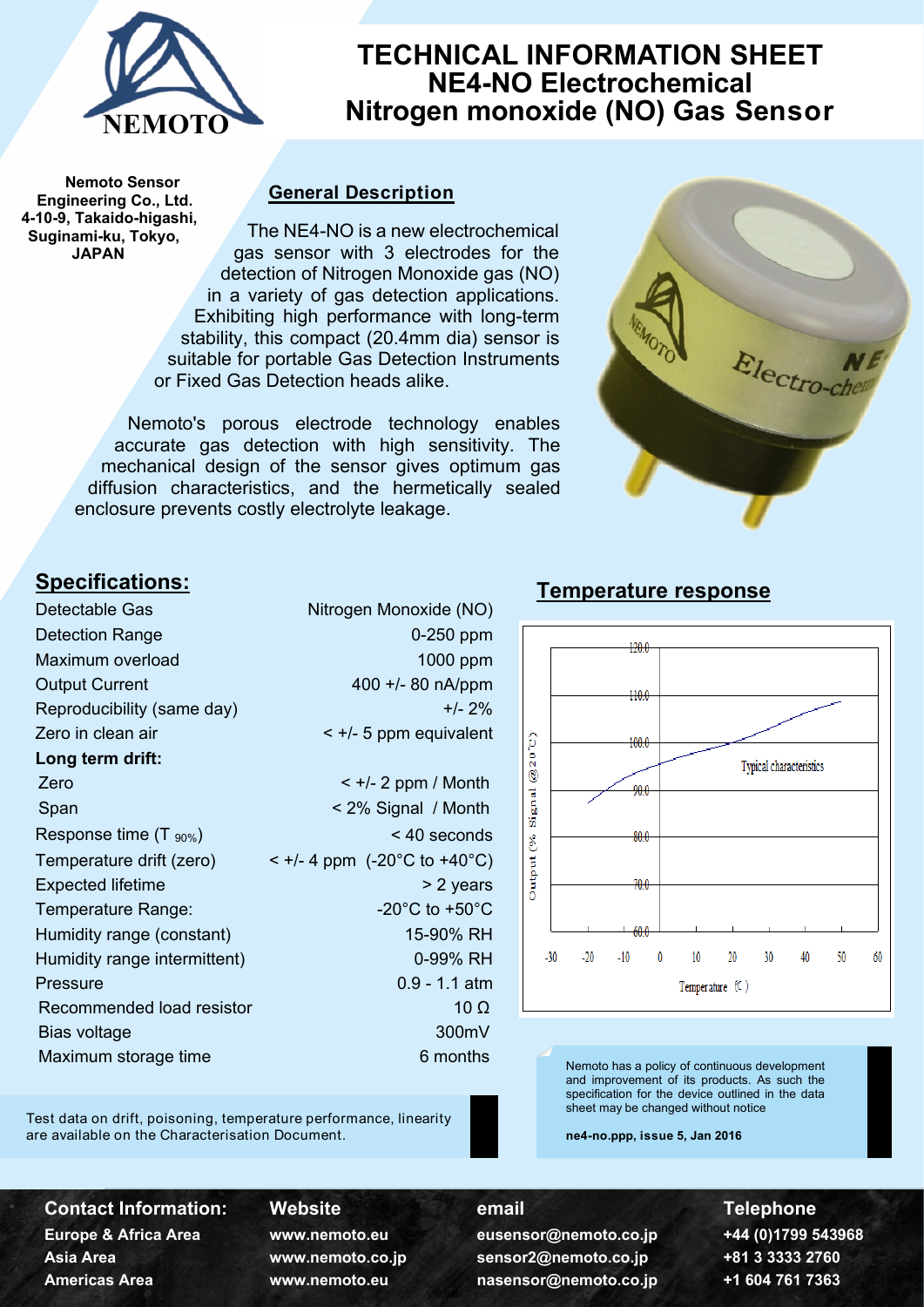# TECHNICAL INFORMATION SHEET
# NE4-NO Electrochemical Nitrogen monoxide (NO) Gas Sensor

**Nemoto Sensor Engineering Co., Ltd.**
**4-10-9, Takaido-higashi, Suginami-ku, Tokyo, JAPAN**

## General Description

The NE4-NO is a new electrochemical gas sensor with 3 electrodes for the detection of Nitrogen Monoxide gas (NO) in a variety of gas detection applications. Exhibiting high performance with long-term stability, this compact (20.4mm dia) sensor is suitable for portable Gas Detection Instruments or Fixed Gas Detection heads alike.

Nemoto's porous electrode technology enables accurate gas detection with high sensitivity. The mechanical design of the sensor gives optimum gas diffusion characteristics, and the hermetically sealed enclosure prevents costly electrolyte leakage.

## Specifications:

| | |
|---|---|
| Detectable Gas | Nitrogen Monoxide (NO) |
| Detection Range | 0-250 ppm |
| Maximum overload | 1000 ppm |
| Output Current | 400 +/- 80 nA/ppm |
| Reproducibility (same day) | +/- 2% |
| Zero in clean air | < +/- 5 ppm equivalent |
| **Long term drift:** | |
| Zero | < +/- 2 ppm / Month |
| Span | < 2% Signal / Month |
| Response time ($T_{90\%}$) | < 40 seconds |
| Temperature drift (zero) | < +/- 4 ppm (-20°C to +40°C) |
| Expected lifetime | > 2 years |
| Temperature Range: | -20°C to +50°C |
| Humidity range (constant) | 15-90% RH |
| Humidity range intermittent) | 0-99% RH |
| Pressure | 0.9 - 1.1 atm |
| Recommended load resistor | 10 Ω |
| Bias voltage | 300mV |
| Maximum storage time | 6 months |

Test data on drift, poisoning, temperature performance, linearity are available on the Characterisation Document.

## Temperature response

Output (% Signal @20°C) vs. Temperature (°C) — Typical characteristics

Nemoto has a policy of continuous development and improvement of its products. As such the specification for the device outlined in the data sheet may be changed without notice

**ne4-no.ppp, issue 5, Jan 2016**

| Contact Information: | Website | email | Telephone |
|---|---|---|---|
| Europe & Africa Area | www.nemoto.eu | eusensor@nemoto.co.jp | +44 (0)1799 543968 |
| Asia Area | www.nemoto.co.jp | sensor2@nemoto.co.jp | +81 3 3333 2760 |
| Americas Area | www.nemoto.eu | nasensor@nemoto.co.jp | +1 604 761 7363 |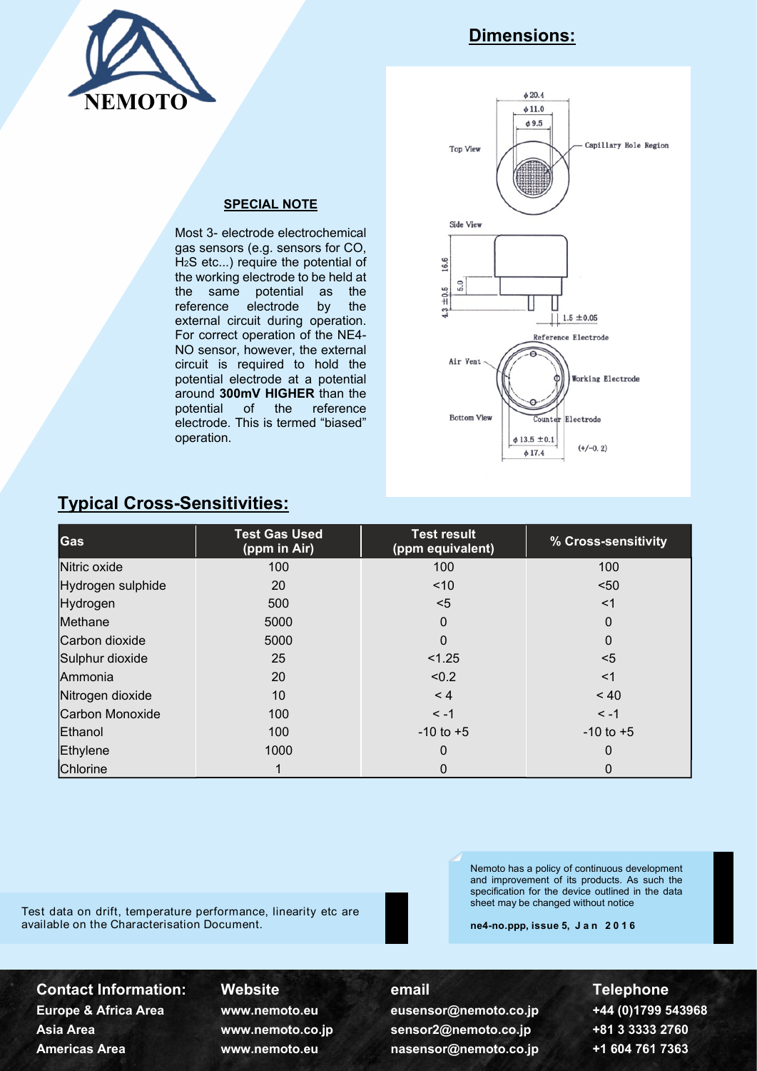## Dimensions:

ϕ 20.4
ϕ 11.0
ϕ 9.5
Top View
Capillary Hole Region
Side View
16.6
5.0
4.3 ±0.5
1.5 ±0.05
Reference Electrode
Air Vent
Working Electrode
Bottom View
Counter Electrode
ϕ 13.5 ±0.1
ϕ 17.4
(+/-0. 2)

**SPECIAL NOTE**

Most 3- electrode electrochemical gas sensors (e.g. sensors for CO, $H_2S$ etc...) require the potential of the working electrode to be held at the same potential as the reference electrode by the external circuit during operation. For correct operation of the NE4-NO sensor, however, the external circuit is required to hold the potential electrode at a potential around **300mV HIGHER** than the potential of the reference electrode. This is termed "biased" operation.

## Typical Cross-Sensitivities:

| Gas | Test Gas Used (ppm in Air) | Test result (ppm equivalent) | % Cross-sensitivity |
|---|---|---|---|
| Nitric oxide | 100 | 100 | 100 |
| Hydrogen sulphide | 20 | <10 | <50 |
| Hydrogen | 500 | <5 | <1 |
| Methane | 5000 | 0 | 0 |
| Carbon dioxide | 5000 | 0 | 0 |
| Sulphur dioxide | 25 | <1.25 | <5 |
| Ammonia | 20 | <0.2 | <1 |
| Nitrogen dioxide | 10 | < 4 | < 40 |
| Carbon Monoxide | 100 | < -1 | < -1 |
| Ethanol | 100 | -10 to +5 | -10 to +5 |
| Ethylene | 1000 | 0 | 0 |
| Chlorine | 1 | 0 | 0 |

Test data on drift, temperature performance, linearity etc are available on the Characterisation Document.

Nemoto has a policy of continuous development and improvement of its products. As such the specification for the device outlined in the data sheet may be changed without notice

**ne4-no.ppp, issue 5, Jan 2016**

| Contact Information: | Website | email | Telephone |
|---|---|---|---|
| Europe & Africa Area | www.nemoto.eu | eusensor@nemoto.co.jp | +44 (0)1799 543968 |
| Asia Area | www.nemoto.co.jp | sensor2@nemoto.co.jp | +81 3 3333 2760 |
| Americas Area | www.nemoto.eu | nasensor@nemoto.co.jp | +1 604 761 7363 |